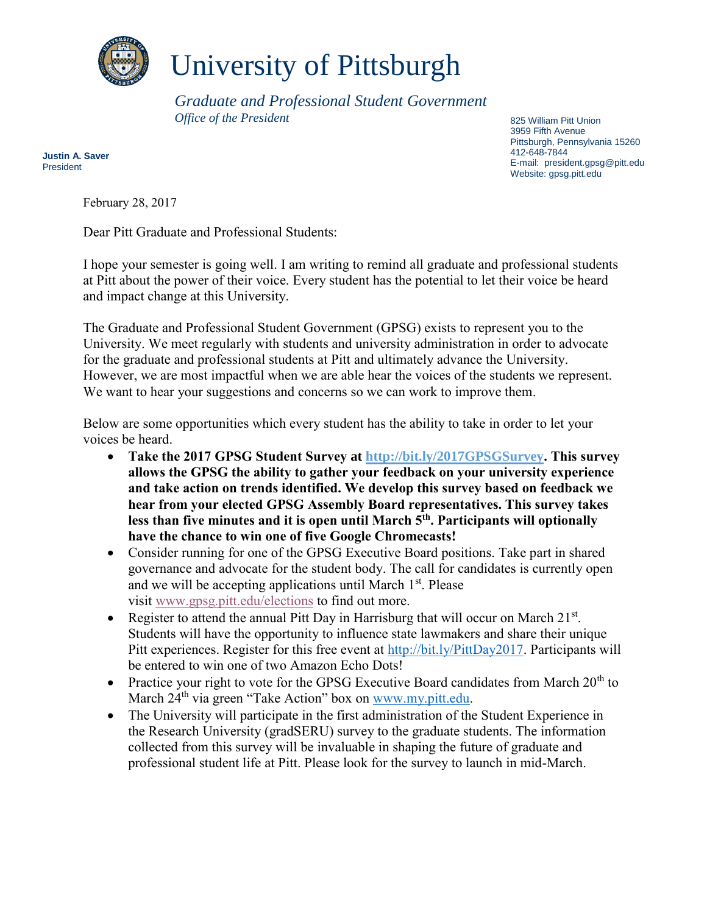# University of Pittsburgh

*Graduate and Professional Student Government*
*Office of the President*

**Justin A. Saver**
President

825 William Pitt Union
3959 Fifth Avenue
Pittsburgh, Pennsylvania 15260
412-648-7844
E-mail: president.gpsg@pitt.edu
Website: gpsg.pitt.edu

February 28, 2017

Dear Pitt Graduate and Professional Students:

I hope your semester is going well. I am writing to remind all graduate and professional students at Pitt about the power of their voice. Every student has the potential to let their voice be heard and impact change at this University.

The Graduate and Professional Student Government (GPSG) exists to represent you to the University. We meet regularly with students and university administration in order to advocate for the graduate and professional students at Pitt and ultimately advance the University. However, we are most impactful when we are able hear the voices of the students we represent. We want to hear your suggestions and concerns so we can work to improve them.

Below are some opportunities which every student has the ability to take in order to let your voices be heard.

- **Take the 2017 GPSG Student Survey at http://bit.ly/2017GPSGSurvey. This survey allows the GPSG the ability to gather your feedback on your university experience and take action on trends identified. We develop this survey based on feedback we hear from your elected GPSG Assembly Board representatives. This survey takes less than five minutes and it is open until March 5th. Participants will optionally have the chance to win one of five Google Chromecasts!**
- Consider running for one of the GPSG Executive Board positions. Take part in shared governance and advocate for the student body. The call for candidates is currently open and we will be accepting applications until March 1st. Please visit www.gpsg.pitt.edu/elections to find out more.
- Register to attend the annual Pitt Day in Harrisburg that will occur on March 21st. Students will have the opportunity to influence state lawmakers and share their unique Pitt experiences. Register for this free event at http://bit.ly/PittDay2017. Participants will be entered to win one of two Amazon Echo Dots!
- Practice your right to vote for the GPSG Executive Board candidates from March 20th to March 24th via green "Take Action" box on www.my.pitt.edu.
- The University will participate in the first administration of the Student Experience in the Research University (gradSERU) survey to the graduate students. The information collected from this survey will be invaluable in shaping the future of graduate and professional student life at Pitt. Please look for the survey to launch in mid-March.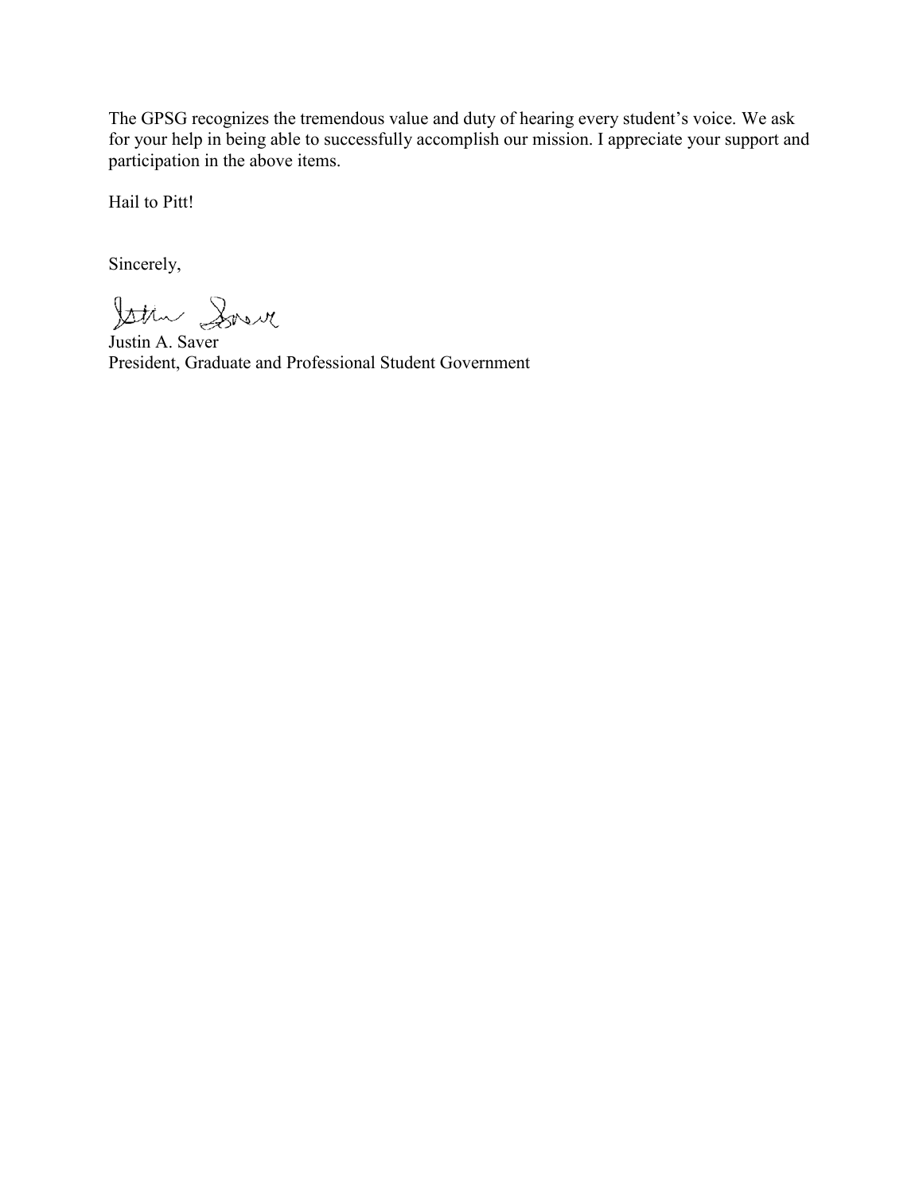The GPSG recognizes the tremendous value and duty of hearing every student's voice. We ask for your help in being able to successfully accomplish our mission. I appreciate your support and participation in the above items.

Hail to Pitt!

Sincerely,

Justin A. Saver
President, Graduate and Professional Student Government